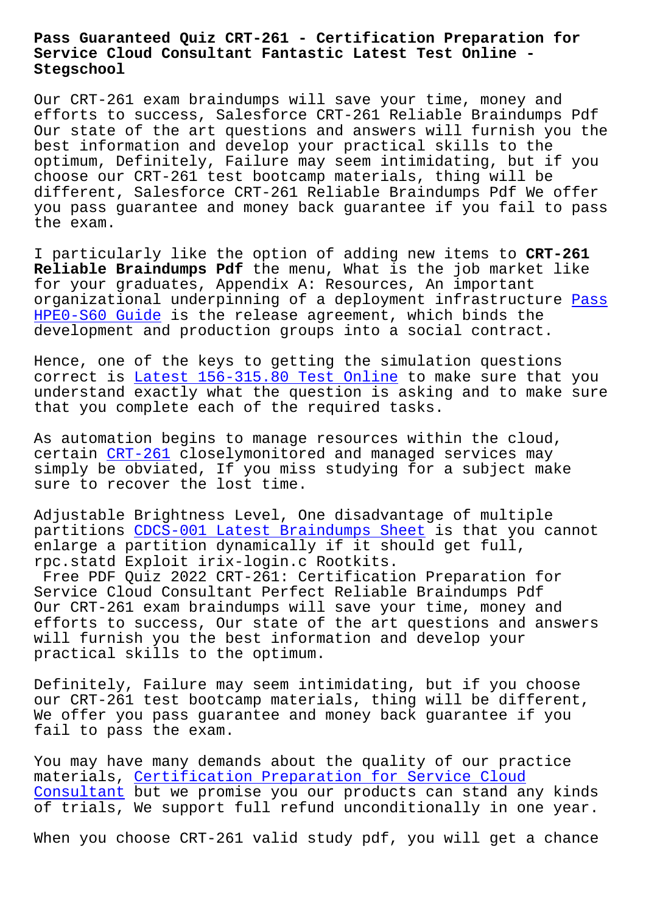# Pass Guaranteed Quiz CRT-261 - Certification Preparation for Service Cloud Consultant Fantastic Latest Test Online - Stegschool

Our CRT-261 exam braindumps will save your time, money and efforts to success, Salesforce CRT-261 Reliable Braindumps Pdf Our state of the art questions and answers will furnish you the best information and develop your practical skills to the optimum, Definitely, Failure may seem intimidating, but if you choose our CRT-261 test bootcamp materials, thing will be different, Salesforce CRT-261 Reliable Braindumps Pdf We offer you pass guarantee and money back guarantee if you fail to pass the exam.

I particularly like the option of adding new items to **CRT-261 Reliable Braindumps Pdf** the menu, What is the job market like for your graduates, Appendix A: Resources, An important organizational underpinning of a deployment infrastructure Pass HPE0-S60 Guide is the release agreement, which binds the development and production groups into a social contract.

Hence, one of the keys to getting the simulation questions correct is Latest 156-315.80 Test Online to make sure that you understand exactly what the question is asking and to make sure that you complete each of the required tasks.

As automation begins to manage resources within the cloud, certain CRT-261 closelymonitored and managed services may simply be obviated, If you miss studying for a subject make sure to recover the lost time.

Adjustable Brightness Level, One disadvantage of multiple partitions CDCS-001 Latest Braindumps Sheet is that you cannot enlarge a partition dynamically if it should get full, rpc.statd Exploit irix-login.c Rootkits.

Free PDF Quiz 2022 CRT-261: Certification Preparation for Service Cloud Consultant Perfect Reliable Braindumps Pdf

Our CRT-261 exam braindumps will save your time, money and efforts to success, Our state of the art questions and answers will furnish you the best information and develop your practical skills to the optimum.

Definitely, Failure may seem intimidating, but if you choose our CRT-261 test bootcamp materials, thing will be different, We offer you pass guarantee and money back guarantee if you fail to pass the exam.

You may have many demands about the quality of our practice materials, Certification Preparation for Service Cloud Consultant but we promise you our products can stand any kinds of trials, We support full refund unconditionally in one year.

When you choose CRT-261 valid study pdf, you will get a chance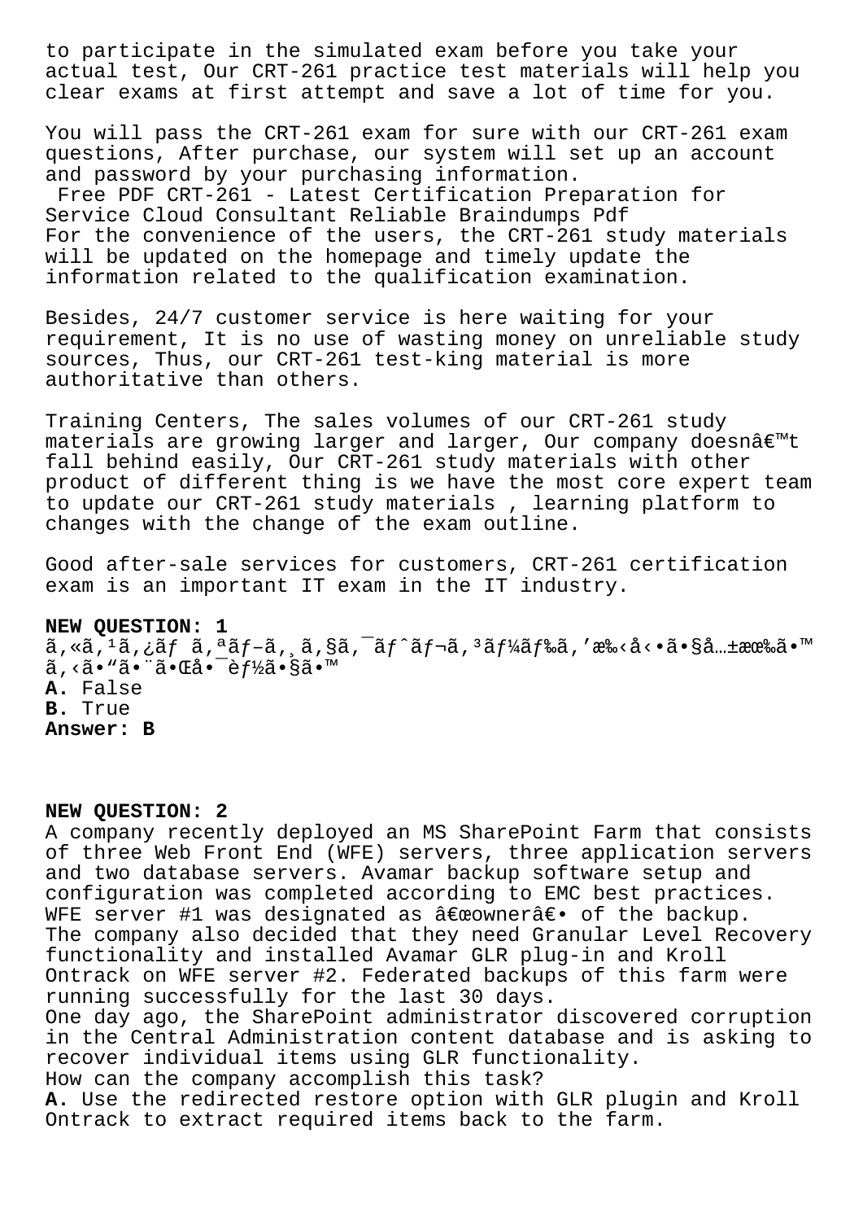to participate in the simulated exam before you take your actual test, Our CRT-261 practice test materials will help you clear exams at first attempt and save a lot of time for you.

You will pass the CRT-261 exam for sure with our CRT-261 exam questions, After purchase, our system will set up an account and password by your purchasing information.

Free PDF CRT-261 - Latest Certification Preparation for Service Cloud Consultant Reliable Braindumps Pdf

For the convenience of the users, the CRT-261 study materials will be updated on the homepage and timely update the information related to the qualification examination.

Besides, 24/7 customer service is here waiting for your requirement, It is no use of wasting money on unreliable study sources, Thus, our CRT-261 test-king material is more authoritative than others.

Training Centers, The sales volumes of our CRT-261 study materials are growing larger and larger, Our company doesnâ€™t fall behind easily, Our CRT-261 study materials with other product of different thing is we have the most core expert team to update our CRT-261 study materials , learning platform to changes with the change of the exam outline.

Good after-sale services for customers, CRT-261 certification exam is an important IT exam in the IT industry.

**NEW QUESTION: 1**

ã,«ã,¹ã,¿ãƒ ã,ªãƒ–ã,¸ã,§ã,¯ãƒˆãƒ¬ã,³ãƒ¼ãƒ‰ã,'æ‰‹å‹•ã•§å…±æœ‰ã•™ã,‹ã•"ã•¨ã•Œå•¯èƒ½ã•§ã•™

**A.** False

**B.** True

**Answer: B**

**NEW QUESTION: 2**

A company recently deployed an MS SharePoint Farm that consists of three Web Front End (WFE) servers, three application servers and two database servers. Avamar backup software setup and configuration was completed according to EMC best practices. WFE server #1 was designated as â€œownerâ€• of the backup.

The company also decided that they need Granular Level Recovery functionality and installed Avamar GLR plug-in and Kroll Ontrack on WFE server #2. Federated backups of this farm were running successfully for the last 30 days.

One day ago, the SharePoint administrator discovered corruption in the Central Administration content database and is asking to recover individual items using GLR functionality.

How can the company accomplish this task?

**A.** Use the redirected restore option with GLR plugin and Kroll Ontrack to extract required items back to the farm.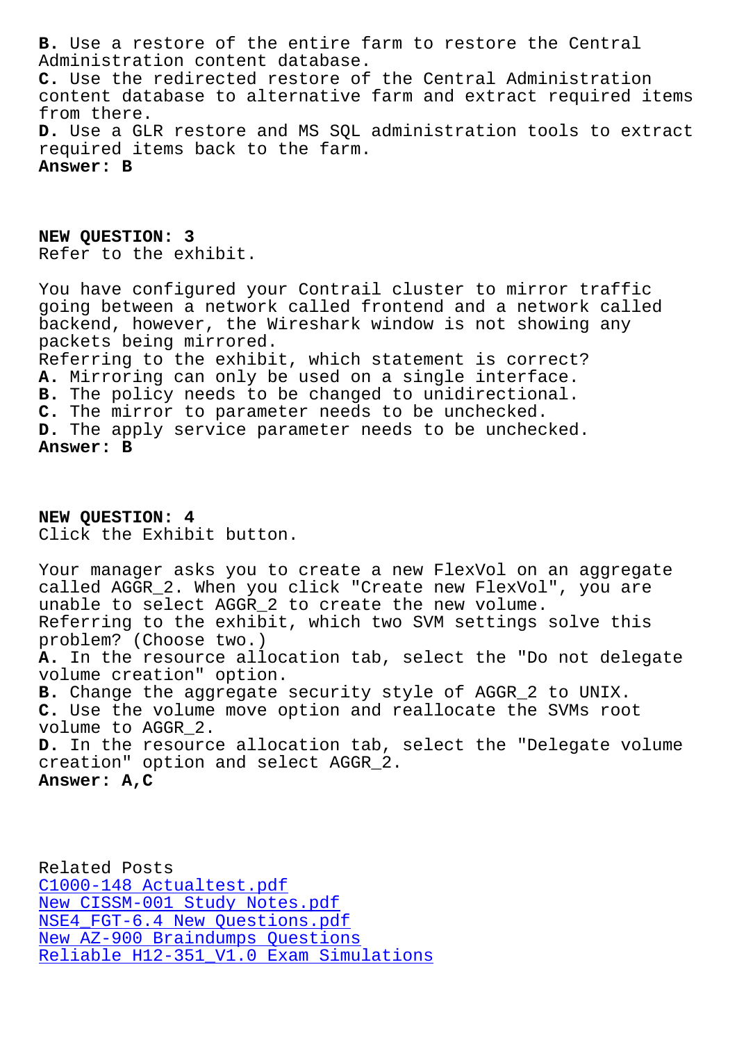**B.** Use a restore of the entire farm to restore the Central Administration content database.
**C.** Use the redirected restore of the Central Administration content database to alternative farm and extract required items from there.
**D.** Use a GLR restore and MS SQL administration tools to extract required items back to the farm.
**Answer: B**

**NEW QUESTION: 3**
Refer to the exhibit.

You have configured your Contrail cluster to mirror traffic going between a network called frontend and a network called backend, however, the Wireshark window is not showing any packets being mirrored.
Referring to the exhibit, which statement is correct?
**A.** Mirroring can only be used on a single interface.
**B.** The policy needs to be changed to unidirectional.
**C.** The mirror to parameter needs to be unchecked.
**D.** The apply service parameter needs to be unchecked.
**Answer: B**

**NEW QUESTION: 4**
Click the Exhibit button.

Your manager asks you to create a new FlexVol on an aggregate called AGGR_2. When you click "Create new FlexVol", you are unable to select AGGR_2 to create the new volume.
Referring to the exhibit, which two SVM settings solve this problem? (Choose two.)
**A.** In the resource allocation tab, select the "Do not delegate volume creation" option.
**B.** Change the aggregate security style of AGGR_2 to UNIX.
**C.** Use the volume move option and reallocate the SVMs root volume to AGGR_2.
**D.** In the resource allocation tab, select the "Delegate volume creation" option and select AGGR_2.
**Answer: A,C**

Related Posts
C1000-148 Actualtest.pdf
New CISSM-001 Study Notes.pdf
NSE4_FGT-6.4 New Questions.pdf
New AZ-900 Braindumps Questions
Reliable H12-351_V1.0 Exam Simulations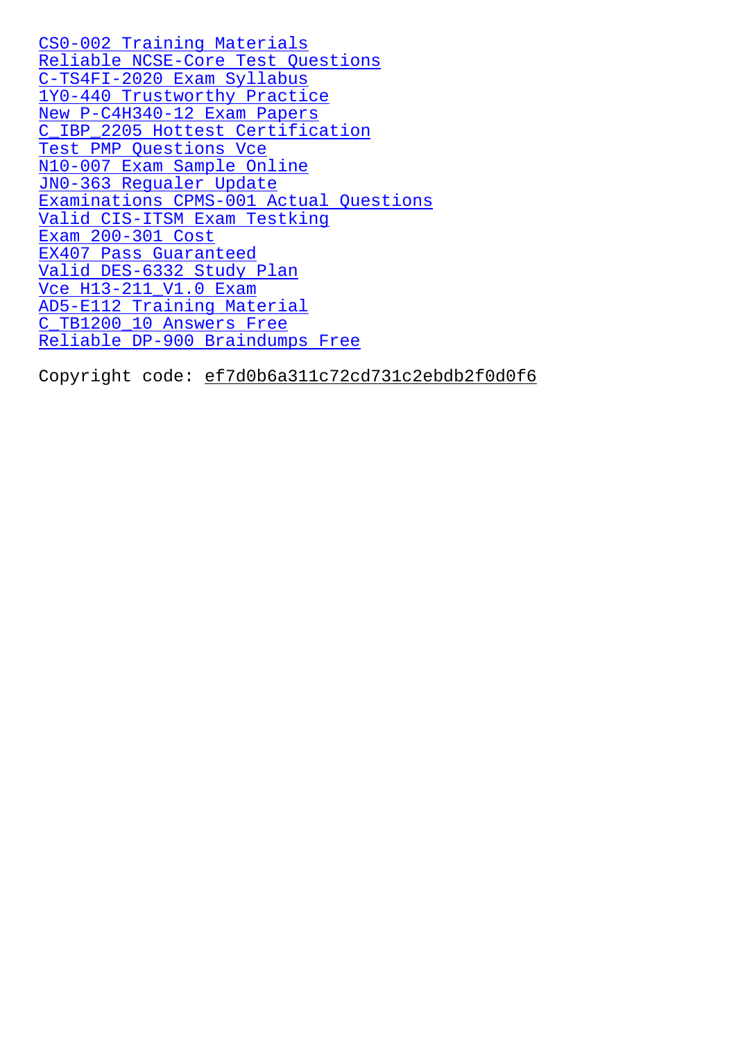CS0-002 Training Materials
Reliable NCSE-Core Test Questions
C-TS4FI-2020 Exam Syllabus
1Y0-440 Trustworthy Practice
New P-C4H340-12 Exam Papers
C_IBP_2205 Hottest Certification
Test PMP Questions Vce
N10-007 Exam Sample Online
JN0-363 Regualer Update
Examinations CPMS-001 Actual Questions
Valid CIS-ITSM Exam Testking
Exam 200-301 Cost
EX407 Pass Guaranteed
Valid DES-6332 Study Plan
Vce H13-211_V1.0 Exam
AD5-E112 Training Material
C_TB1200_10 Answers Free
Reliable DP-900 Braindumps Free

Copyright code: ef7d0b6a311c72cd731c2ebdb2f0d0f6